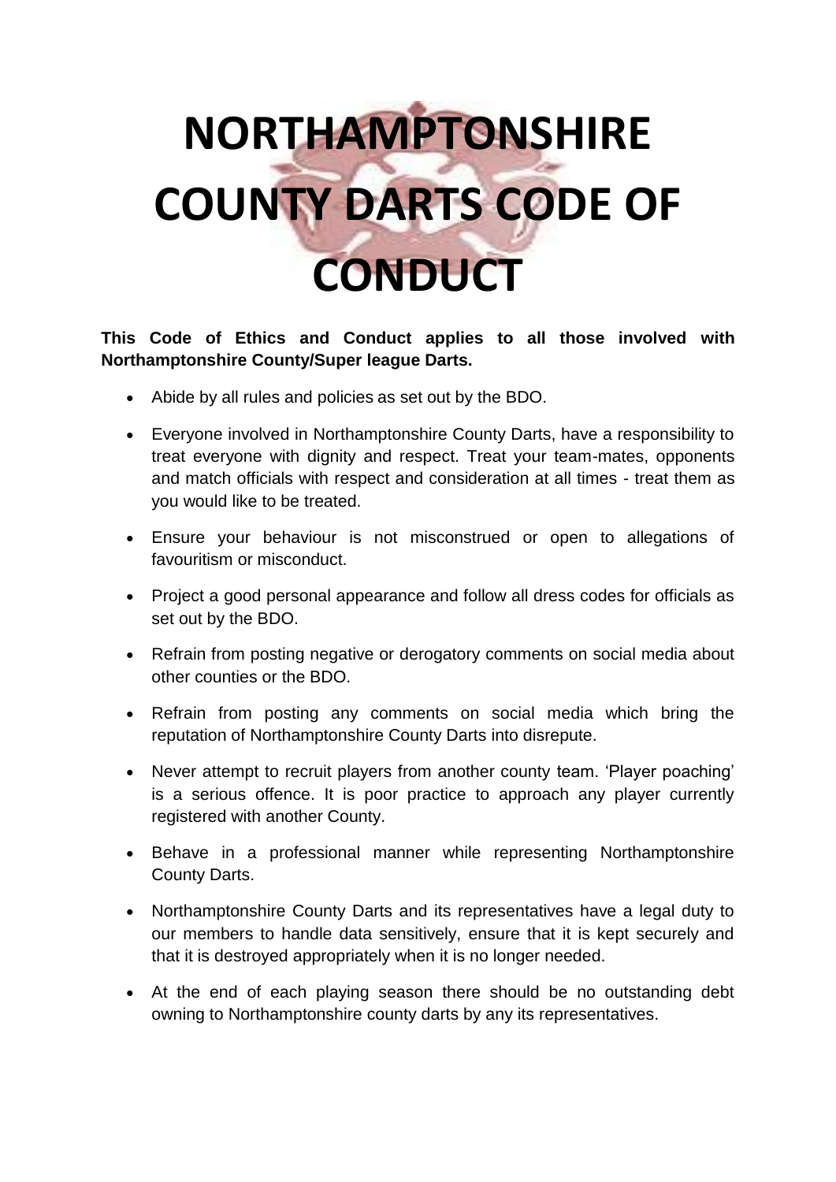# NORTHAMPTONSHIRE COUNTY DARTS CODE OF CONDUCT

**This Code of Ethics and Conduct applies to all those involved with Northamptonshire County/Super league Darts.**

- Abide by all rules and policies as set out by the BDO.
- Everyone involved in Northamptonshire County Darts, have a responsibility to treat everyone with dignity and respect. Treat your team-mates, opponents and match officials with respect and consideration at all times - treat them as you would like to be treated.
- Ensure your behaviour is not misconstrued or open to allegations of favouritism or misconduct.
- Project a good personal appearance and follow all dress codes for officials as set out by the BDO.
- Refrain from posting negative or derogatory comments on social media about other counties or the BDO.
- Refrain from posting any comments on social media which bring the reputation of Northamptonshire County Darts into disrepute.
- Never attempt to recruit players from another county team. 'Player poaching' is a serious offence. It is poor practice to approach any player currently registered with another County.
- Behave in a professional manner while representing Northamptonshire County Darts.
- Northamptonshire County Darts and its representatives have a legal duty to our members to handle data sensitively, ensure that it is kept securely and that it is destroyed appropriately when it is no longer needed.
- At the end of each playing season there should be no outstanding debt owning to Northamptonshire county darts by any its representatives.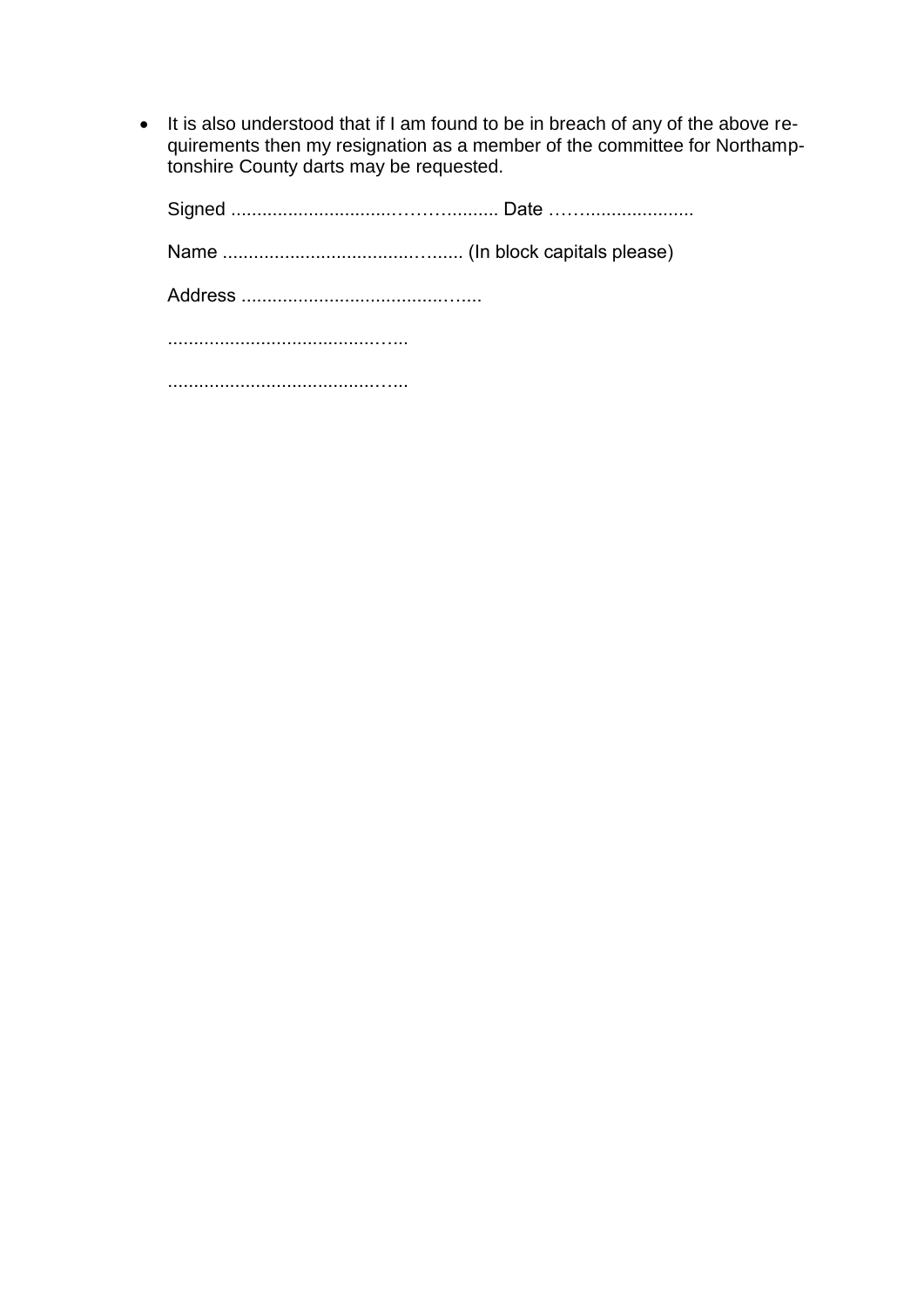- It is also understood that if I am found to be in breach of any of the above requirements then my resignation as a member of the committee for Northamptonshire County darts may be requested.

  Signed ................................…………......... Date ……......................

  Name ..............................….…...... (In block capitals please)

  Address ..............................…........…....

  ..........................................…...

  ..........................................…...